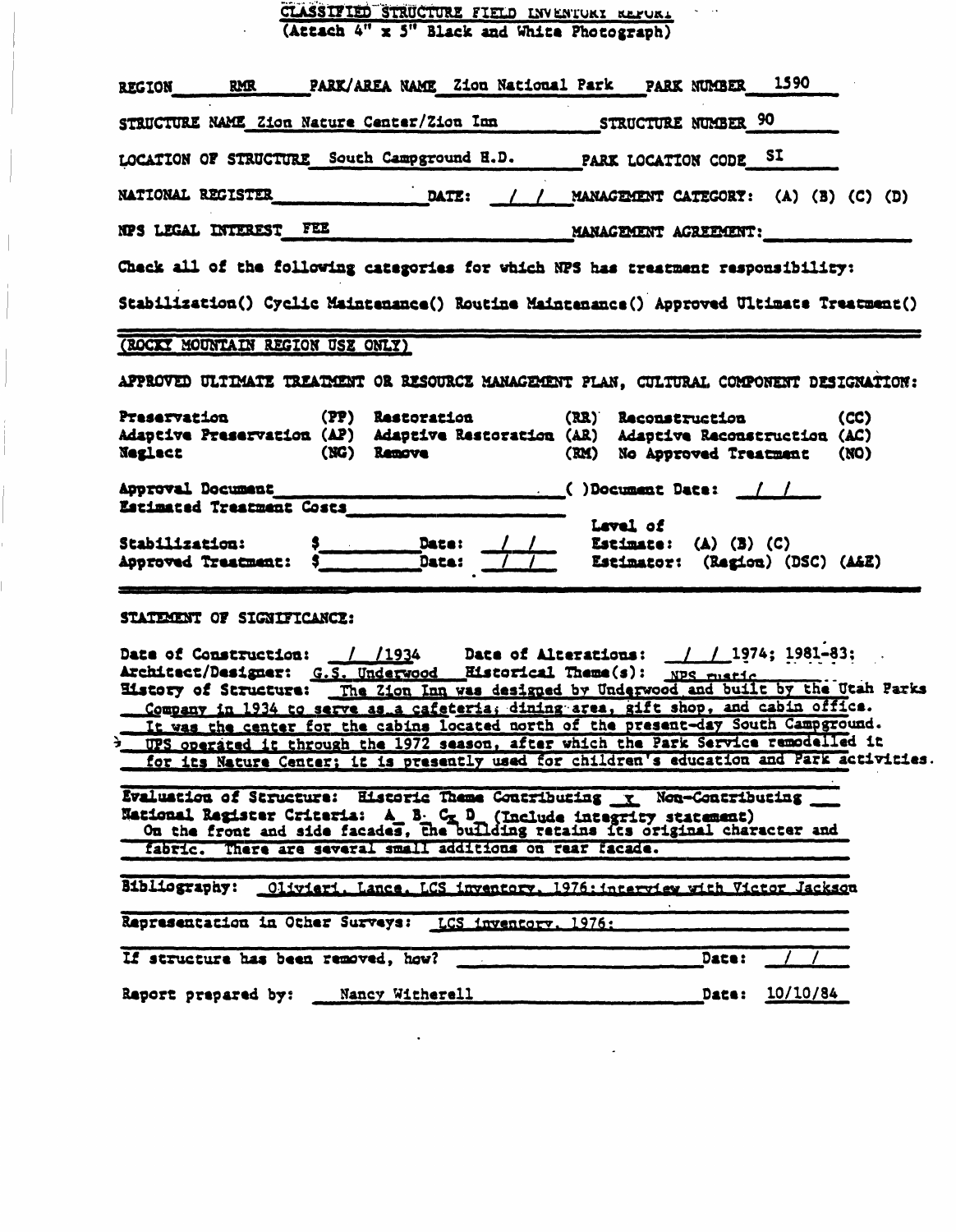# CLASSIFIED STRUCTURE FIELD INVENTORY REPORT

(Attach 4" x 5" Black and White Photograph)

REGION RMR PARK/AREA NAME Zion National Park PARK NUMBER 1590

STRUCTURE NAME Zion Nature Center/Zion Inn STRUCTURE NUMBER 90

LOCATION OF STRUCTURE South Campground H.D. PARK LOCATION CODE SI

NATIONAL REGISTER ______ DATE: / / MANAGEMENT CATEGORY: (A) (B) (C) (D)

NPS LEGAL INTEREST FEE MANAGEMENT AGREEMENT: ______

Check all of the following categories for which NPS has treatment responsibility:

Stabilization() Cyclic Maintenance() Routine Maintenance() Approved Ultimate Treatment()

---

(ROCKY MOUNTAIN REGION USE ONLY)

APPROVED ULTIMATE TREATMENT OR RESOURCE MANAGEMENT PLAN, CULTURAL COMPONENT DESIGNATION:

| | | |
|---|---|---|
| Preservation (PP) | Restoration (RR) | Reconstruction (CC) |
| Adaptive Preservation (AP) | Adaptive Restoration (AR) | Adaptive Reconstruction (AC) |
| Neglect (NG) | Remove (RM) | No Approved Treatment (NO) |

Approval Document ______ ( )Document Date: / /

Estimated Treatment Costs ______

Stabilization: $______ Date: / / Level of Estimate: (A) (B) (C)

Approved Treatment: $______ Date: / / Estimator: (Region) (DSC) (A&E)

---

STATEMENT OF SIGNIFICANCE:

Date of Construction: / /1934 Date of Alterations: / / 1974; 1981-83;

Architect/Designer: G.S. Underwood Historical Theme(s): NPS rustic

History of Structure: The Zion Inn was designed by Underwood and built by the Utah Parks Company in 1934 to serve as a cafeteria, dining area, gift shop, and cabin office. It was the center for the cabins located north of the present-day South Campground. UPS operated it through the 1972 season, after which the Park Service remodelled it for its Nature Center; it is presently used for children's education and Park activities.

Evaluation of Structure: Historic Theme Contributing x Non-Contributing ___

National Register Criteria: A_ B_ C x D_ (Include integrity statement)

On the front and side facades, the building retains its original character and fabric. There are several small additions on rear facade.

Bibliography: Olivieri, Lance, LCS inventory, 1976; interview with Victor Jackson

Representation in Other Surveys: LCS inventory, 1976;

If structure has been removed, how? ______ Date: / /

Report prepared by: Nancy Witherell Date: 10/10/84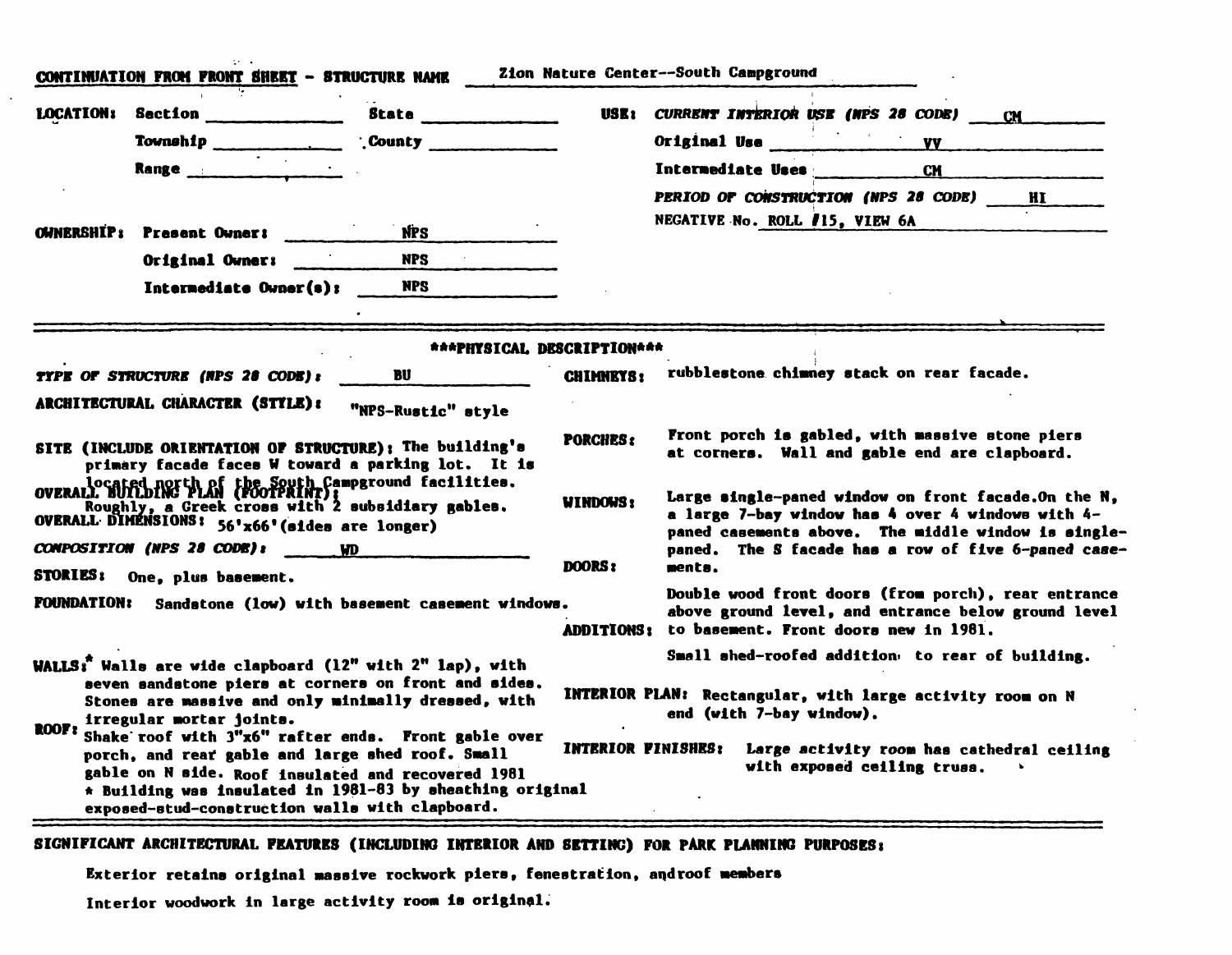**CONTINUATION FROM FRONT SHEET - STRUCTURE NAME** Zion Nature Center--South Campground

**LOCATION:** Section ______ State ______
Township ______ County ______
Range ______

**OWNERSHIP:** Present Owner: NPS
Original Owner: NPS
Intermediate Owner(s): NPS

**USE:** *CURRENT INTERIOR USE (NPS 28 CODE)* CM
Original Use VV
Intermediate Uses CM
*PERIOD OF CONSTRUCTION (NPS 28 CODE)* HI
NEGATIVE No. ROLL #15, VIEW 6A

## ***PHYSICAL DESCRIPTION***

***TYPE OF STRUCTURE (NPS 28 CODE):*** BU

**ARCHITECTURAL CHARACTER (STYLE):** "NPS-Rustic" style

**SITE (INCLUDE ORIENTATION OF STRUCTURE):** The building's primary facade faces W toward a parking lot. It is located north of the South Campground facilities.

**OVERALL BUILDING PLAN (FOOTPRINT):** Roughly, a Greek cross with 2 subsidiary gables.

**OVERALL DIMENSIONS:** 56'x66' (sides are longer)

***COMPOSITION (NPS 28 CODE):*** WD

**STORIES:** One, plus basement.

**FOUNDATION:** Sandstone (low) with basement casement windows.

**WALLS:*** Walls are wide clapboard (12" with 2" lap), with seven sandstone piers at corners on front and sides. Stones are massive and only minimally dressed, with irregular mortar joints.

**ROOF:** Shake roof with 3"x6" rafter ends. Front gable over porch, and rear gable and large shed roof. Small gable on N side. Roof insulated and recovered 1981

* Building was insulated in 1981-83 by sheathing original exposed-stud-construction walls with clapboard.

**CHIMNEYS:** rubblestone chimney stack on rear facade.

**PORCHES:** Front porch is gabled, with massive stone piers at corners. Wall and gable end are clapboard.

**WINDOWS:** Large single-paned window on front facade. On the N, a large 7-bay window has 4 over 4 windows with 4-paned casements above. The middle window is single-paned. The S facade has a row of five 6-paned casements.

**DOORS:** Double wood front doors (from porch), rear entrance above ground level, and entrance below ground level to basement. Front doors new in 1981.

**ADDITIONS:** Small shed-roofed addition to rear of building.

**INTERIOR PLAN:** Rectangular, with large activity room on N end (with 7-bay window).

**INTERIOR FINISHES:** Large activity room has cathedral ceiling with exposed ceiling truss.

**SIGNIFICANT ARCHITECTURAL FEATURES (INCLUDING INTERIOR AND SETTING) FOR PARK PLANNING PURPOSES:**

Exterior retains original massive rockwork piers, fenestration, and roof members

Interior woodwork in large activity room is original.